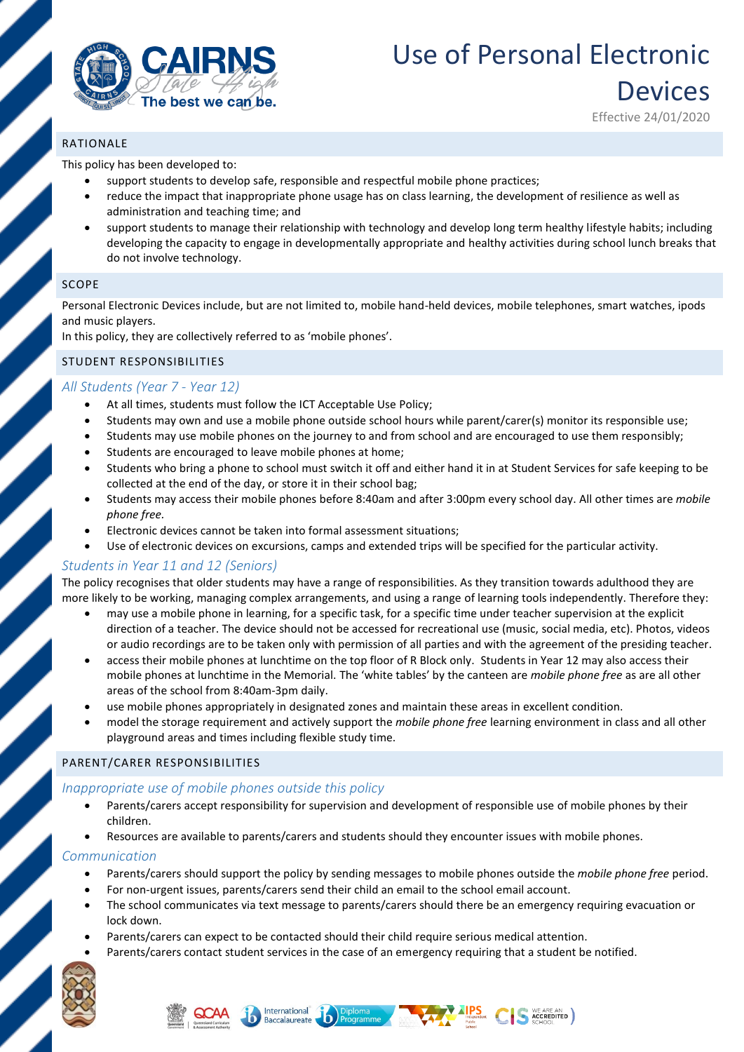# Use of Personal Electronic Devices

Effective 24/01/2020

## RATIONALE

This policy has been developed to:

- support students to develop safe, responsible and respectful mobile phone practices;
- reduce the impact that inappropriate phone usage has on class learning, the development of resilience as well as administration and teaching time; and
- support students to manage their relationship with technology and develop long term healthy lifestyle habits; including developing the capacity to engage in developmentally appropriate and healthy activities during school lunch breaks that do not involve technology.

## SCOPE

Personal Electronic Devices include, but are not limited to, mobile hand-held devices, mobile telephones, smart watches, ipods and music players.

In this policy, they are collectively referred to as 'mobile phones'.

## STUDENT RESPONSIBILITIES

### *All Students (Year 7 - Year 12)*

- At all times, students must follow the ICT Acceptable Use Policy;
- Students may own and use a mobile phone outside school hours while parent/carer(s) monitor its responsible use;
- Students may use mobile phones on the journey to and from school and are encouraged to use them responsibly;
- Students are encouraged to leave mobile phones at home;
- Students who bring a phone to school must switch it off and either hand it in at Student Services for safe keeping to be collected at the end of the day, or store it in their school bag;
- Students may access their mobile phones before 8:40am and after 3:00pm every school day. All other times are *mobile phone free*.
- Electronic devices cannot be taken into formal assessment situations;
- Use of electronic devices on excursions, camps and extended trips will be specified for the particular activity.

### *Students in Year 11 and 12 (Seniors)*

The policy recognises that older students may have a range of responsibilities. As they transition towards adulthood they are more likely to be working, managing complex arrangements, and using a range of learning tools independently. Therefore they:

- may use a mobile phone in learning, for a specific task, for a specific time under teacher supervision at the explicit direction of a teacher. The device should not be accessed for recreational use (music, social media, etc). Photos, videos or audio recordings are to be taken only with permission of all parties and with the agreement of the presiding teacher.
- access their mobile phones at lunchtime on the top floor of R Block only. Students in Year 12 may also access their mobile phones at lunchtime in the Memorial. The 'white tables' by the canteen are *mobile phone free* as are all other areas of the school from 8:40am-3pm daily.
- use mobile phones appropriately in designated zones and maintain these areas in excellent condition.
- model the storage requirement and actively support the *mobile phone free* learning environment in class and all other playground areas and times including flexible study time.

## PARENT/CARER RESPONSIBILITIES

### *Inappropriate use of mobile phones outside this policy*

- Parents/carers accept responsibility for supervision and development of responsible use of mobile phones by their children.
- Resources are available to parents/carers and students should they encounter issues with mobile phones.

### *Communication*

- Parents/carers should support the policy by sending messages to mobile phones outside the *mobile phone free* period.
- For non-urgent issues, parents/carers send their child an email to the school email account.
- The school communicates via text message to parents/carers should there be an emergency requiring evacuation or lock down.
- Parents/carers can expect to be contacted should their child require serious medical attention.
- Parents/carers contact student services in the case of an emergency requiring that a student be notified.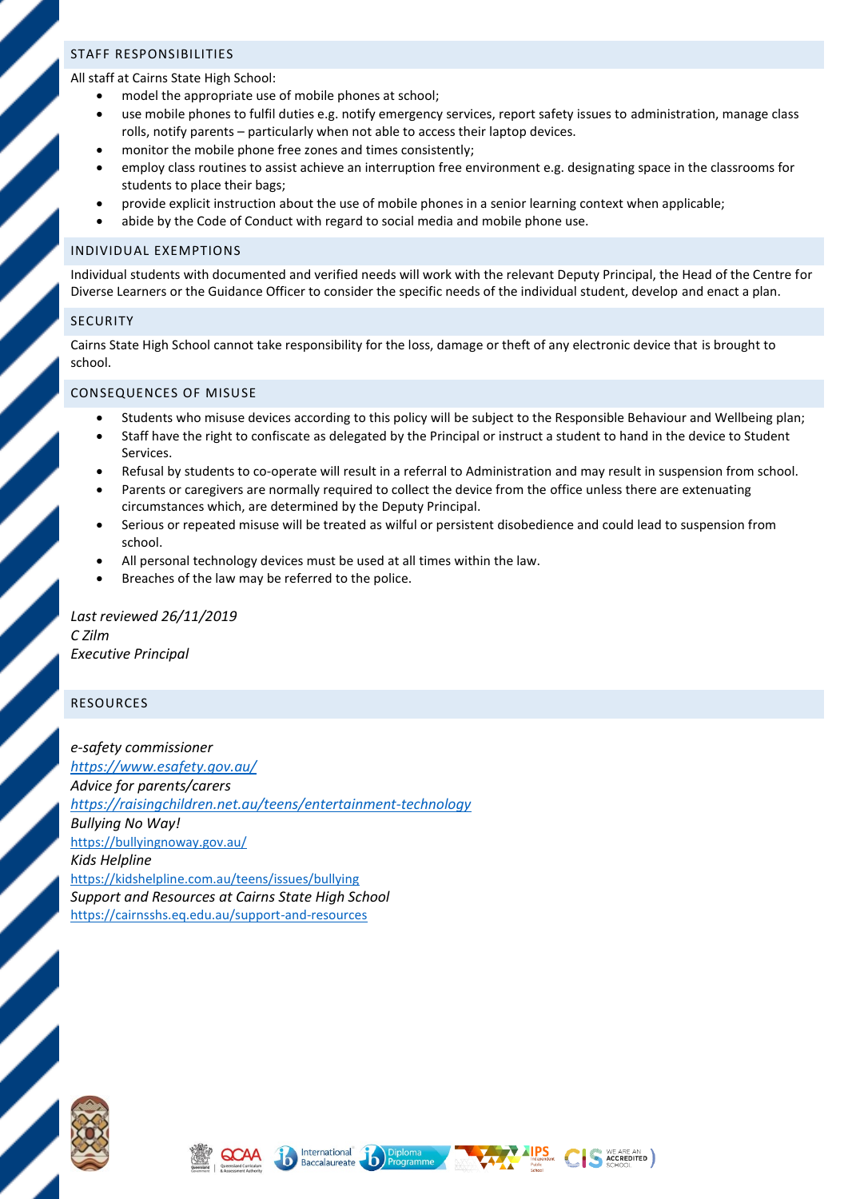## STAFF RESPONSIBILITIES

All staff at Cairns State High School:

- model the appropriate use of mobile phones at school;
- use mobile phones to fulfil duties e.g. notify emergency services, report safety issues to administration, manage class rolls, notify parents – particularly when not able to access their laptop devices.
- monitor the mobile phone free zones and times consistently;
- employ class routines to assist achieve an interruption free environment e.g. designating space in the classrooms for students to place their bags;
- provide explicit instruction about the use of mobile phones in a senior learning context when applicable;
- abide by the Code of Conduct with regard to social media and mobile phone use.

## INDIVIDUAL EXEMPTIONS

Individual students with documented and verified needs will work with the relevant Deputy Principal, the Head of the Centre for Diverse Learners or the Guidance Officer to consider the specific needs of the individual student, develop and enact a plan.

## SECURITY

Cairns State High School cannot take responsibility for the loss, damage or theft of any electronic device that is brought to school.

## CONSEQUENCES OF MISUSE

- Students who misuse devices according to this policy will be subject to the Responsible Behaviour and Wellbeing plan;
- Staff have the right to confiscate as delegated by the Principal or instruct a student to hand in the device to Student Services.
- Refusal by students to co-operate will result in a referral to Administration and may result in suspension from school.
- Parents or caregivers are normally required to collect the device from the office unless there are extenuating circumstances which, are determined by the Deputy Principal.
- Serious or repeated misuse will be treated as wilful or persistent disobedience and could lead to suspension from school.
- All personal technology devices must be used at all times within the law.
- Breaches of the law may be referred to the police.

*Last reviewed 26/11/2019*
*C Zilm*
*Executive Principal*

## RESOURCES

*e-safety commissioner*
*https://www.esafety.gov.au/*
*Advice for parents/carers*
*https://raisingchildren.net.au/teens/entertainment-technology*
*Bullying No Way!*
https://bullyingnoway.gov.au/
*Kids Helpline*
https://kidshelpline.com.au/teens/issues/bullying
*Support and Resources at Cairns State High School*
https://cairnsshs.eq.edu.au/support-and-resources